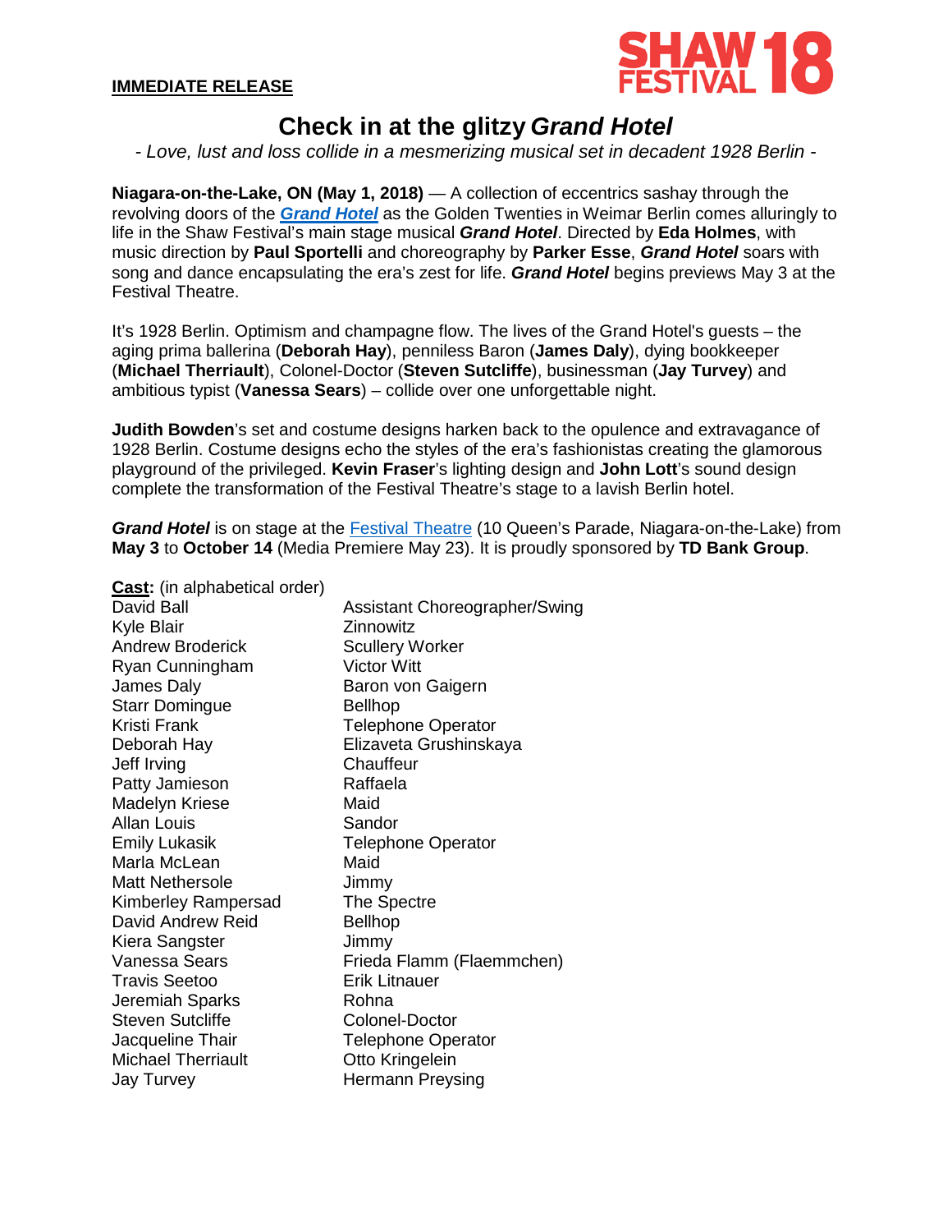SHAW FESTIVAL 18

**IMMEDIATE RELEASE**

# Check in at the glitzy *Grand Hotel*

*- Love, lust and loss collide in a mesmerizing musical set in decadent 1928 Berlin -*

**Niagara-on-the-Lake, ON (May 1, 2018)** — A collection of eccentrics sashay through the revolving doors of the ***Grand Hotel*** as the Golden Twenties in Weimar Berlin comes alluringly to life in the Shaw Festival's main stage musical ***Grand Hotel***. Directed by **Eda Holmes**, with music direction by **Paul Sportelli** and choreography by **Parker Esse**, ***Grand Hotel*** soars with song and dance encapsulating the era's zest for life. ***Grand Hotel*** begins previews May 3 at the Festival Theatre.

It's 1928 Berlin. Optimism and champagne flow. The lives of the Grand Hotel's guests – the aging prima ballerina (**Deborah Hay**), penniless Baron (**James Daly**), dying bookkeeper (**Michael Therriault**), Colonel-Doctor (**Steven Sutcliffe**), businessman (**Jay Turvey**) and ambitious typist (**Vanessa Sears**) – collide over one unforgettable night.

**Judith Bowden**'s set and costume designs harken back to the opulence and extravagance of 1928 Berlin. Costume designs echo the styles of the era's fashionistas creating the glamorous playground of the privileged. **Kevin Fraser**'s lighting design and **John Lott**'s sound design complete the transformation of the Festival Theatre's stage to a lavish Berlin hotel.

***Grand Hotel*** is on stage at the Festival Theatre (10 Queen's Parade, Niagara-on-the-Lake) from **May 3** to **October 14** (Media Premiere May 23). It is proudly sponsored by **TD Bank Group**.

**Cast:** (in alphabetical order)

| | |
|---|---|
| David Ball | Assistant Choreographer/Swing |
| Kyle Blair | Zinnowitz |
| Andrew Broderick | Scullery Worker |
| Ryan Cunningham | Victor Witt |
| James Daly | Baron von Gaigern |
| Starr Domingue | Bellhop |
| Kristi Frank | Telephone Operator |
| Deborah Hay | Elizaveta Grushinskaya |
| Jeff Irving | Chauffeur |
| Patty Jamieson | Raffaela |
| Madelyn Kriese | Maid |
| Allan Louis | Sandor |
| Emily Lukasik | Telephone Operator |
| Marla McLean | Maid |
| Matt Nethersole | Jimmy |
| Kimberley Rampersad | The Spectre |
| David Andrew Reid | Bellhop |
| Kiera Sangster | Jimmy |
| Vanessa Sears | Frieda Flamm (Flaemmchen) |
| Travis Seetoo | Erik Litnauer |
| Jeremiah Sparks | Rohna |
| Steven Sutcliffe | Colonel-Doctor |
| Jacqueline Thair | Telephone Operator |
| Michael Therriault | Otto Kringelein |
| Jay Turvey | Hermann Preysing |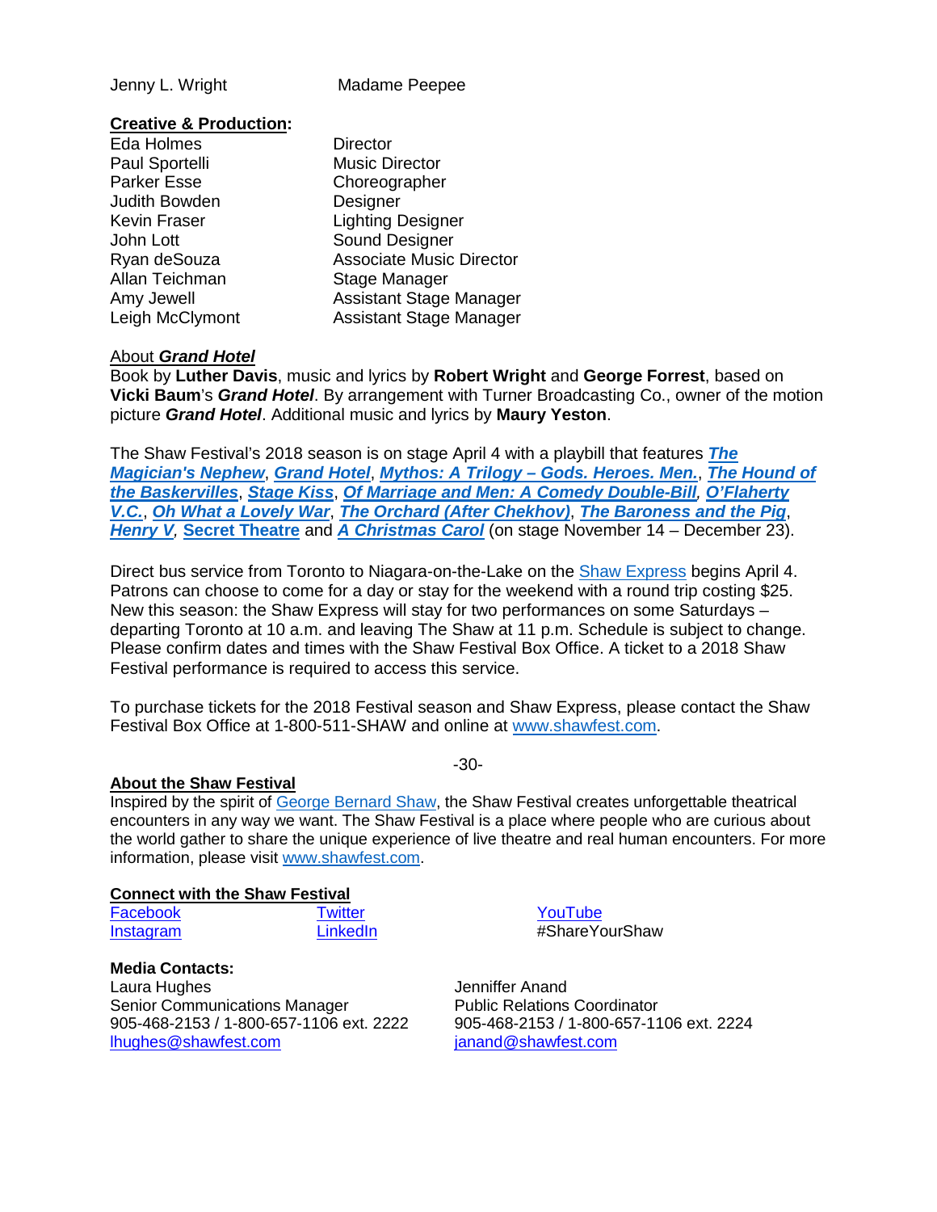| | |
|---|---|
| Jenny L. Wright | Madame Peepee |

**Creative & Production:**

| | |
|---|---|
| Eda Holmes | Director |
| Paul Sportelli | Music Director |
| Parker Esse | Choreographer |
| Judith Bowden | Designer |
| Kevin Fraser | Lighting Designer |
| John Lott | Sound Designer |
| Ryan deSouza | Associate Music Director |
| Allan Teichman | Stage Manager |
| Amy Jewell | Assistant Stage Manager |
| Leigh McClymont | Assistant Stage Manager |

About ***Grand Hotel***

Book by **Luther Davis**, music and lyrics by **Robert Wright** and **George Forrest**, based on **Vicki Baum**'s ***Grand Hotel***. By arrangement with Turner Broadcasting Co., owner of the motion picture ***Grand Hotel***. Additional music and lyrics by **Maury Yeston**.

The Shaw Festival's 2018 season is on stage April 4 with a playbill that features ***The Magician's Nephew***, ***Grand Hotel***, ***Mythos: A Trilogy – Gods. Heroes. Men.***, ***The Hound of the Baskervilles***, ***Stage Kiss***, ***Of Marriage and Men: A Comedy Double-Bill***, ***O'Flaherty V.C.***, ***Oh What a Lovely War***, ***The Orchard (After Chekhov)***, ***The Baroness and the Pig***, ***Henry V***, **Secret Theatre** and ***A Christmas Carol*** (on stage November 14 – December 23).

Direct bus service from Toronto to Niagara-on-the-Lake on the Shaw Express begins April 4. Patrons can choose to come for a day or stay for the weekend with a round trip costing $25. New this season: the Shaw Express will stay for two performances on some Saturdays – departing Toronto at 10 a.m. and leaving The Shaw at 11 p.m. Schedule is subject to change. Please confirm dates and times with the Shaw Festival Box Office. A ticket to a 2018 Shaw Festival performance is required to access this service.

To purchase tickets for the 2018 Festival season and Shaw Express, please contact the Shaw Festival Box Office at 1-800-511-SHAW and online at www.shawfest.com.

-30-

**About the Shaw Festival**

Inspired by the spirit of George Bernard Shaw, the Shaw Festival creates unforgettable theatrical encounters in any way we want. The Shaw Festival is a place where people who are curious about the world gather to share the unique experience of live theatre and real human encounters. For more information, please visit www.shawfest.com.

**Connect with the Shaw Festival**

| | | |
|---|---|---|
| Facebook | Twitter | YouTube |
| Instagram | LinkedIn | #ShareYourShaw |

**Media Contacts:**

Laura Hughes
Senior Communications Manager
905-468-2153 / 1-800-657-1106 ext. 2222
lhughes@shawfest.com

Jenniffer Anand
Public Relations Coordinator
905-468-2153 / 1-800-657-1106 ext. 2224
janand@shawfest.com